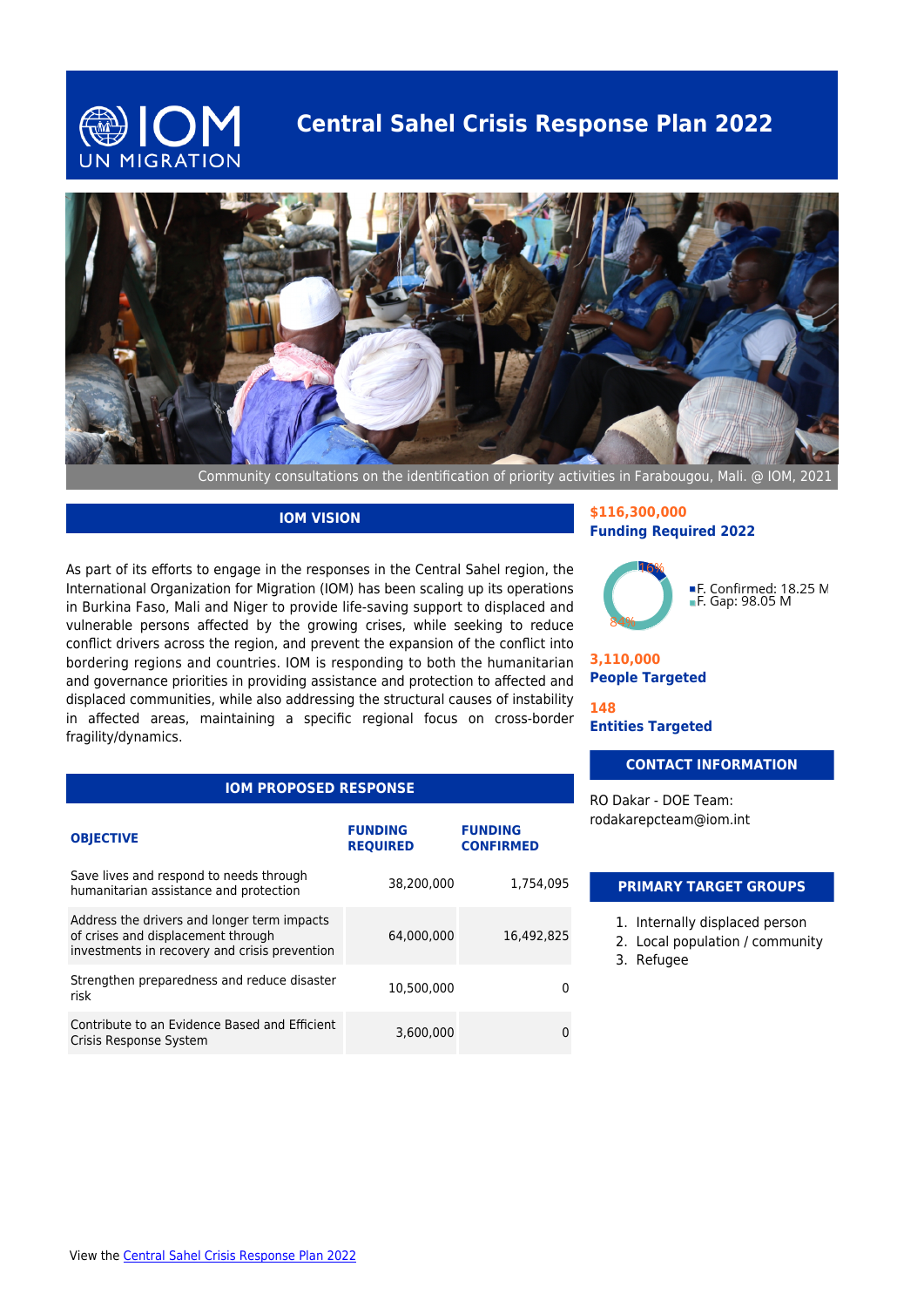# Central Sahel Crisis Response Plan 2022

Community consultations on the identification of priority activities in Farabougou, Mali. @ IOM, 2021

## IOM VISION

As part of its efforts to engage in the responses in the Central Sahel region, the International Organization for Migration (IOM) has been scaling up its operations in Burkina Faso, Mali and Niger to provide life-saving support to displaced and vulnerable persons affected by the growing crises, while seeking to reduce conflict drivers across the region, and prevent the expansion of the conflict into bordering regions and countries. IOM is responding to both the humanitarian and governance priorities in providing assistance and protection to affected and displaced communities, while also addressing the structural causes of instability in affected areas, maintaining a specific regional focus on cross-border fragility/dynamics.

## IOM PROPOSED RESPONSE

| OBJECTIVE | FUNDING REQUIRED | FUNDING CONFIRMED |
|---|---|---|
| Save lives and respond to needs through humanitarian assistance and protection | 38,200,000 | 1,754,095 |
| Address the drivers and longer term impacts of crises and displacement through investments in recovery and crisis prevention | 64,000,000 | 16,492,825 |
| Strengthen preparedness and reduce disaster risk | 10,500,000 | 0 |
| Contribute to an Evidence Based and Efficient Crisis Response System | 3,600,000 | 0 |

**$116,300,000**
**Funding Required 2022**

16%
84%

- F. Confirmed: 18.25 M
- F. Gap: 98.05 M

**3,110,000**
**People Targeted**

**148**
**Entities Targeted**

## CONTACT INFORMATION

RO Dakar - DOE Team:
rodakarepcteam@iom.int

## PRIMARY TARGET GROUPS

1. Internally displaced person
2. Local population / community
3. Refugee

View the Central Sahel Crisis Response Plan 2022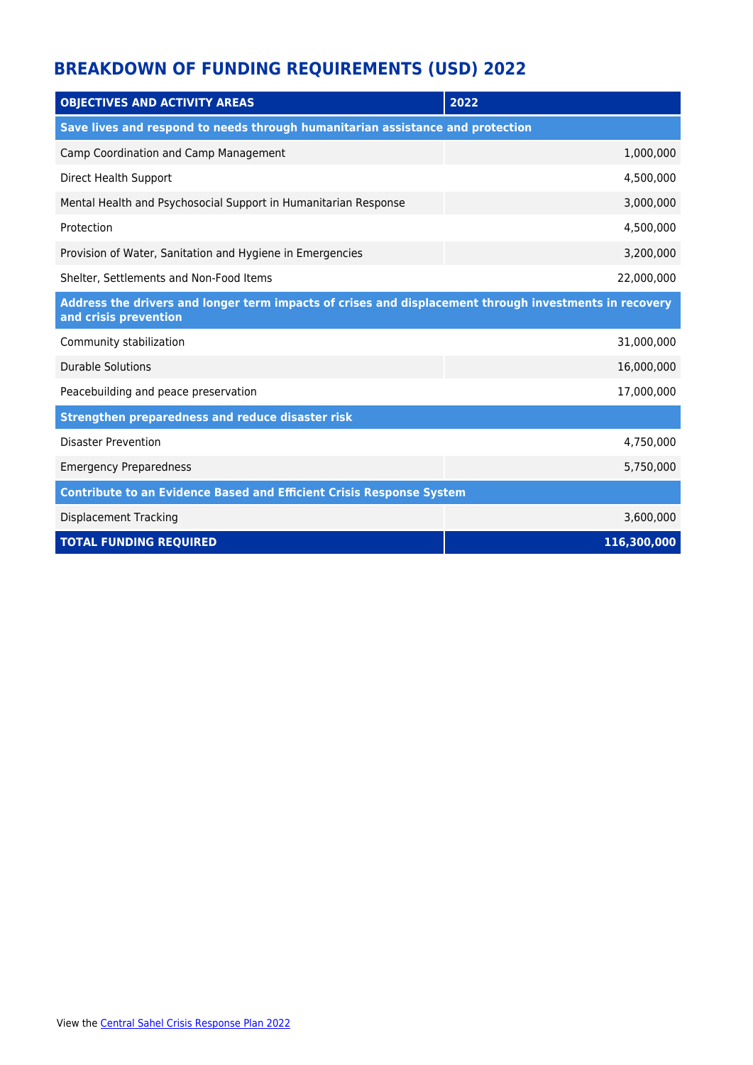## BREAKDOWN OF FUNDING REQUIREMENTS (USD) 2022

| OBJECTIVES AND ACTIVITY AREAS | 2022 |
|---|---|
| **Save lives and respond to needs through humanitarian assistance and protection** | |
| Camp Coordination and Camp Management | 1,000,000 |
| Direct Health Support | 4,500,000 |
| Mental Health and Psychosocial Support in Humanitarian Response | 3,000,000 |
| Protection | 4,500,000 |
| Provision of Water, Sanitation and Hygiene in Emergencies | 3,200,000 |
| Shelter, Settlements and Non-Food Items | 22,000,000 |
| **Address the drivers and longer term impacts of crises and displacement through investments in recovery and crisis prevention** | |
| Community stabilization | 31,000,000 |
| Durable Solutions | 16,000,000 |
| Peacebuilding and peace preservation | 17,000,000 |
| **Strengthen preparedness and reduce disaster risk** | |
| Disaster Prevention | 4,750,000 |
| Emergency Preparedness | 5,750,000 |
| **Contribute to an Evidence Based and Efficient Crisis Response System** | |
| Displacement Tracking | 3,600,000 |
| **TOTAL FUNDING REQUIRED** | **116,300,000** |

View the Central Sahel Crisis Response Plan 2022